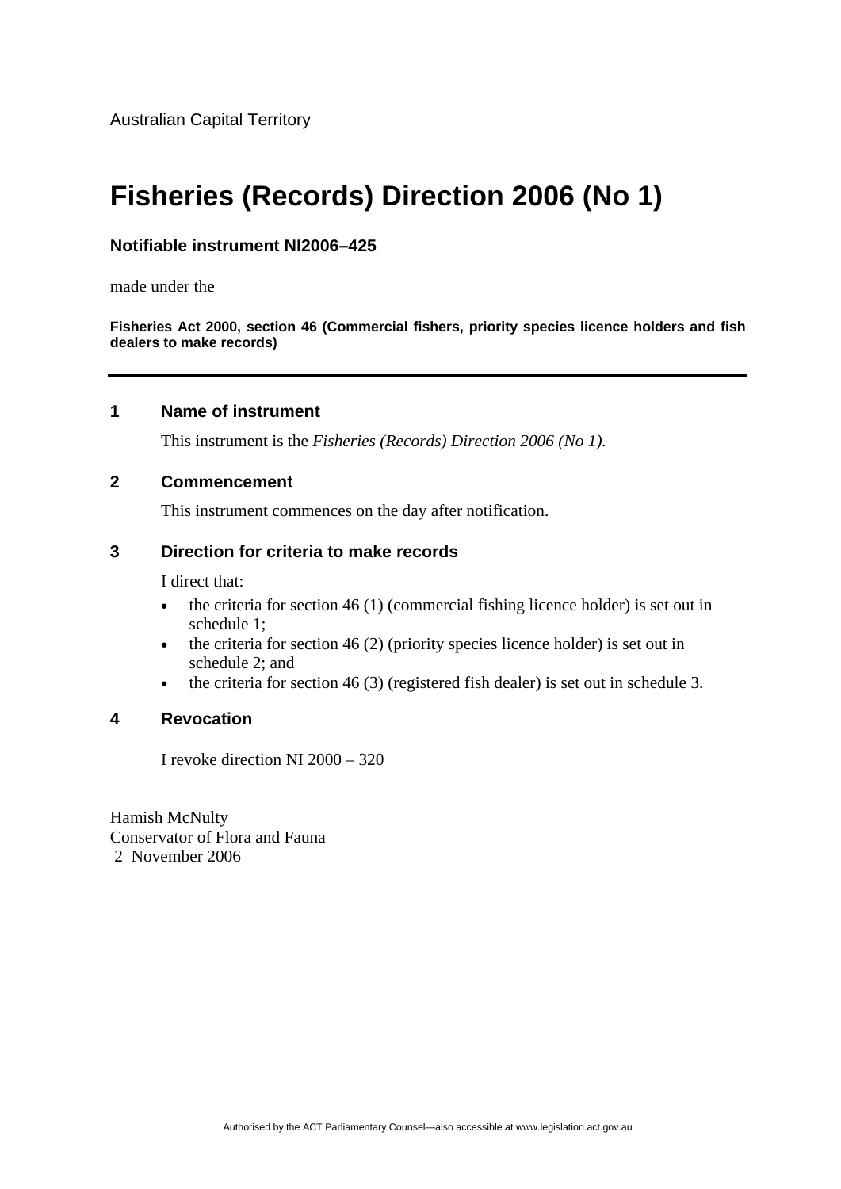Australian Capital Territory

# Fisheries (Records) Direction 2006 (No 1)

**Notifiable instrument NI2006–425**

made under the

**Fisheries Act 2000, section 46 (Commercial fishers, priority species licence holders and fish dealers to make records)**

---

## 1 Name of instrument

This instrument is the *Fisheries (Records) Direction 2006 (No 1).*

## 2 Commencement

This instrument commences on the day after notification.

## 3 Direction for criteria to make records

I direct that:

- the criteria for section 46 (1) (commercial fishing licence holder) is set out in schedule 1;
- the criteria for section 46 (2) (priority species licence holder) is set out in schedule 2; and
- the criteria for section 46 (3) (registered fish dealer) is set out in schedule 3.

## 4 Revocation

I revoke direction NI 2000 – 320

Hamish McNulty
Conservator of Flora and Fauna
2 November 2006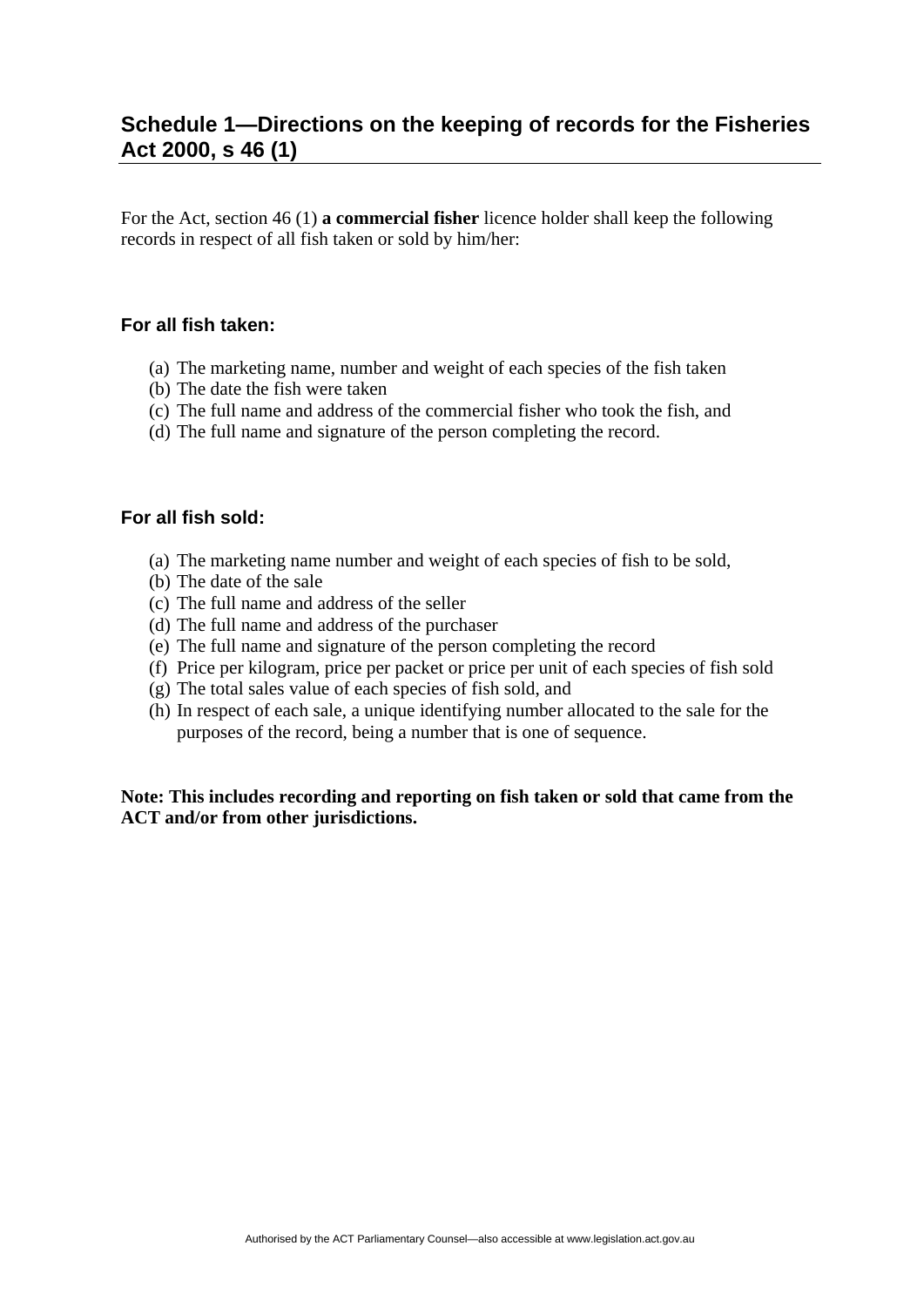## Schedule 1—Directions on the keeping of records for the Fisheries Act 2000, s 46 (1)

For the Act, section 46 (1) **a commercial fisher** licence holder shall keep the following records in respect of all fish taken or sold by him/her:

### For all fish taken:

(a) The marketing name, number and weight of each species of the fish taken
(b) The date the fish were taken
(c) The full name and address of the commercial fisher who took the fish, and
(d) The full name and signature of the person completing the record.

### For all fish sold:

(a) The marketing name number and weight of each species of fish to be sold,
(b) The date of the sale
(c) The full name and address of the seller
(d) The full name and address of the purchaser
(e) The full name and signature of the person completing the record
(f) Price per kilogram, price per packet or price per unit of each species of fish sold
(g) The total sales value of each species of fish sold, and
(h) In respect of each sale, a unique identifying number allocated to the sale for the purposes of the record, being a number that is one of sequence.

**Note: This includes recording and reporting on fish taken or sold that came from the ACT and/or from other jurisdictions.**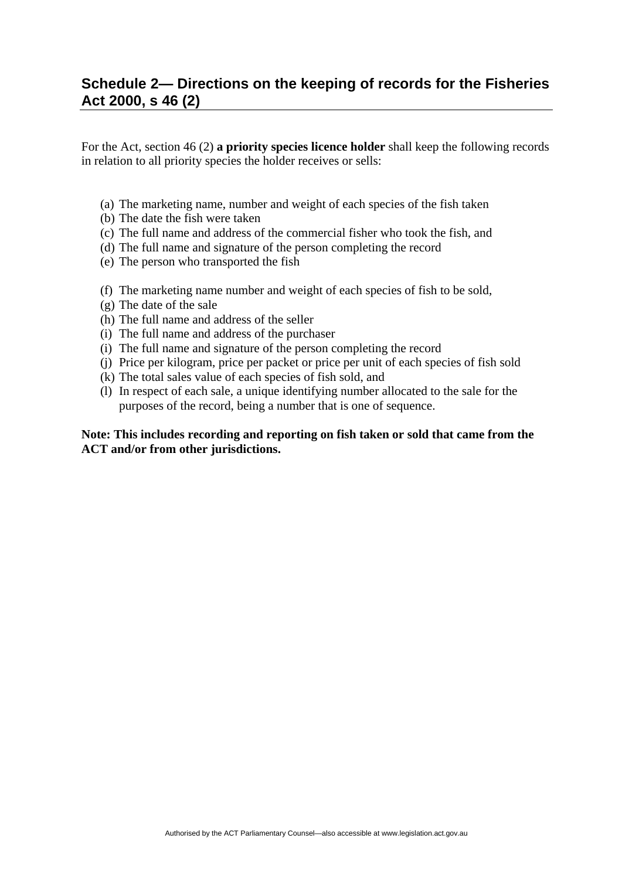## Schedule 2— Directions on the keeping of records for the Fisheries Act 2000, s 46 (2)

For the Act, section 46 (2) **a priority species licence holder** shall keep the following records in relation to all priority species the holder receives or sells:

(a) The marketing name, number and weight of each species of the fish taken
(b) The date the fish were taken
(c) The full name and address of the commercial fisher who took the fish, and
(d) The full name and signature of the person completing the record
(e) The person who transported the fish

(f) The marketing name number and weight of each species of fish to be sold,
(g) The date of the sale
(h) The full name and address of the seller
(i) The full name and address of the purchaser
(i) The full name and signature of the person completing the record
(j) Price per kilogram, price per packet or price per unit of each species of fish sold
(k) The total sales value of each species of fish sold, and
(l) In respect of each sale, a unique identifying number allocated to the sale for the purposes of the record, being a number that is one of sequence.

**Note: This includes recording and reporting on fish taken or sold that came from the ACT and/or from other jurisdictions.**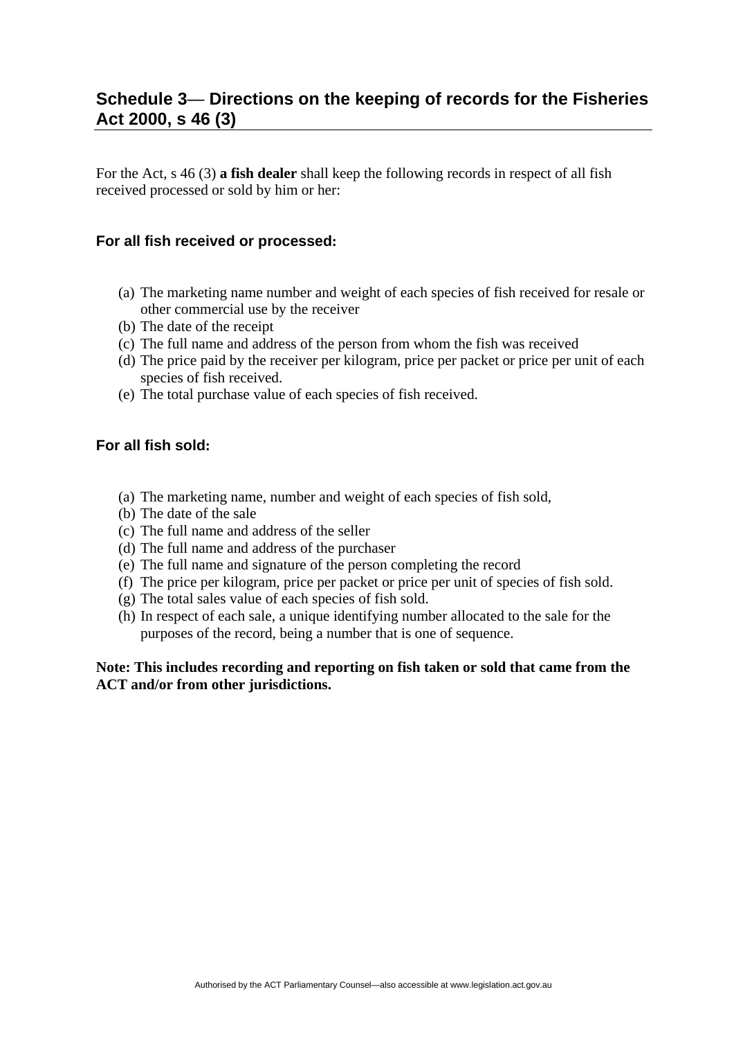## Schedule 3— Directions on the keeping of records for the Fisheries Act 2000, s 46 (3)

For the Act, s 46 (3) **a fish dealer** shall keep the following records in respect of all fish received processed or sold by him or her:

### For all fish received or processed:

(a) The marketing name number and weight of each species of fish received for resale or other commercial use by the receiver
(b) The date of the receipt
(c) The full name and address of the person from whom the fish was received
(d) The price paid by the receiver per kilogram, price per packet or price per unit of each species of fish received.
(e) The total purchase value of each species of fish received.

### For all fish sold:

(a) The marketing name, number and weight of each species of fish sold,
(b) The date of the sale
(c) The full name and address of the seller
(d) The full name and address of the purchaser
(e) The full name and signature of the person completing the record
(f) The price per kilogram, price per packet or price per unit of species of fish sold.
(g) The total sales value of each species of fish sold.
(h) In respect of each sale, a unique identifying number allocated to the sale for the purposes of the record, being a number that is one of sequence.

**Note: This includes recording and reporting on fish taken or sold that came from the ACT and/or from other jurisdictions.**